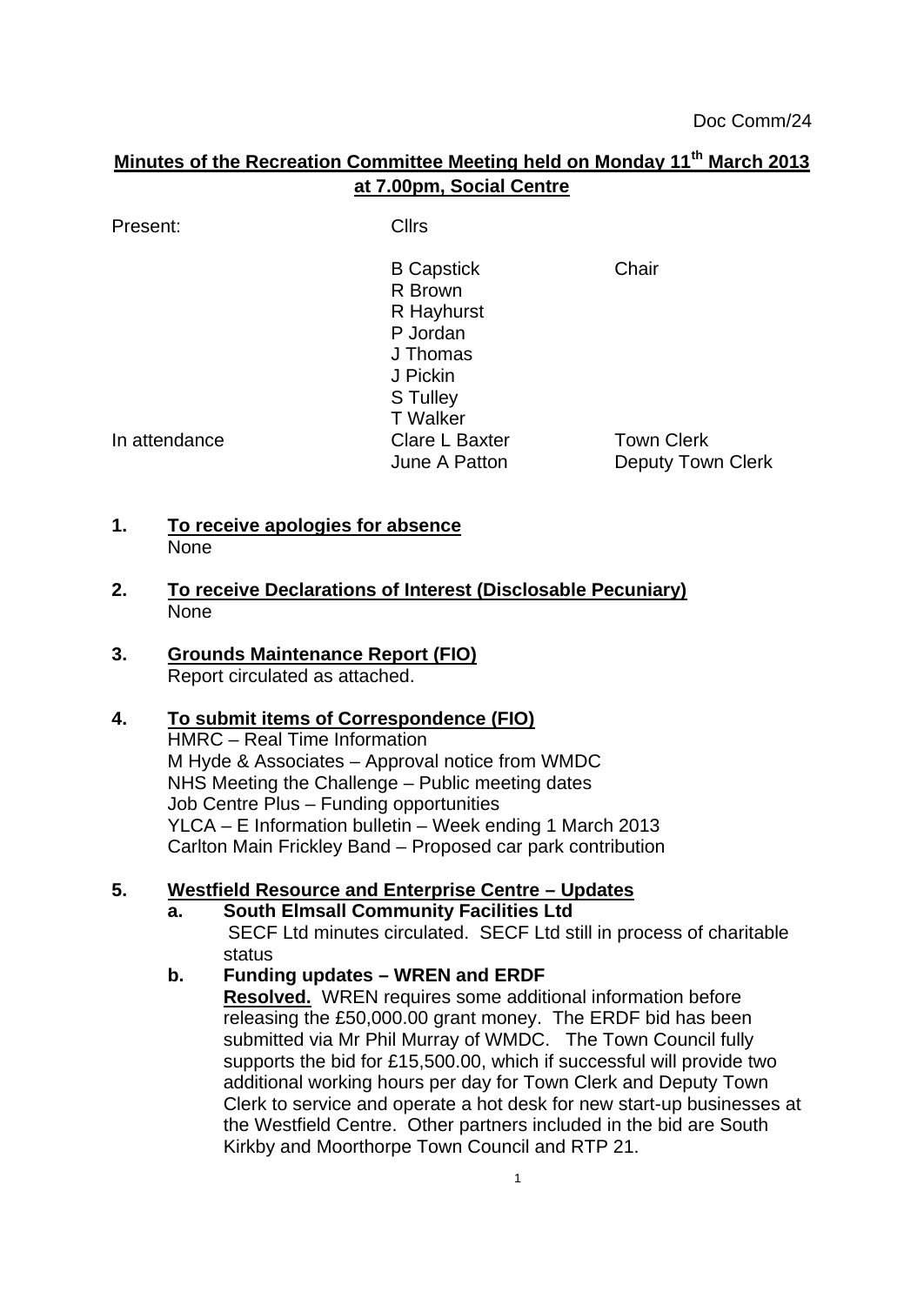Doc Comm/24

**Minutes of the Recreation Committee Meeting held on Monday 11th March 2013 at 7.00pm, Social Centre**

| | | |
|---|---|---|
| Present: | Cllrs | |
| | B Capstick | Chair |
| | R Brown | |
| | R Hayhurst | |
| | P Jordan | |
| | J Thomas | |
| | J Pickin | |
| | S Tulley | |
| | T Walker | |
| In attendance | Clare L Baxter | Town Clerk |
| | June A Patton | Deputy Town Clerk |

**1. To receive apologies for absence**

None

**2. To receive Declarations of Interest (Disclosable Pecuniary)**

None

**3. Grounds Maintenance Report (FIO)**

Report circulated as attached.

**4. To submit items of Correspondence (FIO)**

HMRC – Real Time Information
M Hyde & Associates – Approval notice from WMDC
NHS Meeting the Challenge – Public meeting dates
Job Centre Plus – Funding opportunities
YLCA – E Information bulletin – Week ending 1 March 2013
Carlton Main Frickley Band – Proposed car park contribution

**5. Westfield Resource and Enterprise Centre – Updates**

**a. South Elmsall Community Facilities Ltd**

SECF Ltd minutes circulated. SECF Ltd still in process of charitable status

**b. Funding updates – WREN and ERDF**

**Resolved.** WREN requires some additional information before releasing the £50,000.00 grant money. The ERDF bid has been submitted via Mr Phil Murray of WMDC. The Town Council fully supports the bid for £15,500.00, which if successful will provide two additional working hours per day for Town Clerk and Deputy Town Clerk to service and operate a hot desk for new start-up businesses at the Westfield Centre. Other partners included in the bid are South Kirkby and Moorthorpe Town Council and RTP 21.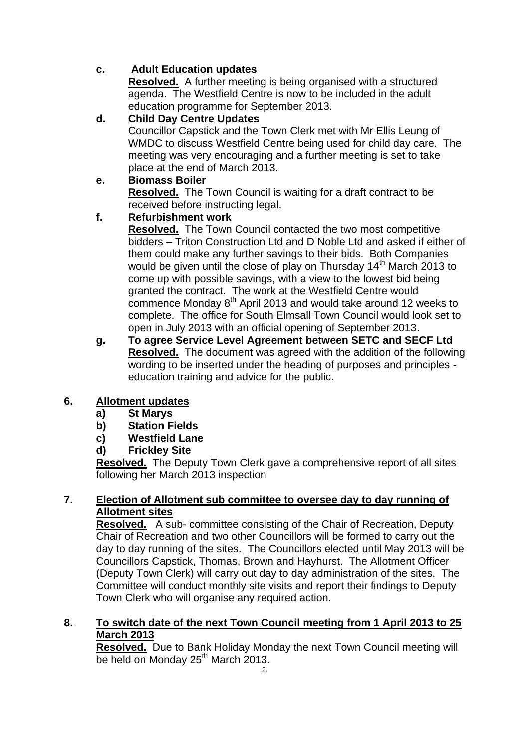**c. Adult Education updates**

**Resolved.** A further meeting is being organised with a structured agenda. The Westfield Centre is now to be included in the adult education programme for September 2013.

**d. Child Day Centre Updates**

Councillor Capstick and the Town Clerk met with Mr Ellis Leung of WMDC to discuss Westfield Centre being used for child day care. The meeting was very encouraging and a further meeting is set to take place at the end of March 2013.

**e. Biomass Boiler**

**Resolved.** The Town Council is waiting for a draft contract to be received before instructing legal.

**f. Refurbishment work**

**Resolved.** The Town Council contacted the two most competitive bidders – Triton Construction Ltd and D Noble Ltd and asked if either of them could make any further savings to their bids. Both Companies would be given until the close of play on Thursday 14th March 2013 to come up with possible savings, with a view to the lowest bid being granted the contract. The work at the Westfield Centre would commence Monday 8th April 2013 and would take around 12 weeks to complete. The office for South Elmsall Town Council would look set to open in July 2013 with an official opening of September 2013.

**g. To agree Service Level Agreement between SETC and SECF Ltd**

**Resolved.** The document was agreed with the addition of the following wording to be inserted under the heading of purposes and principles - education training and advice for the public.

## 6. Allotment updates

**a) St Marys**
**b) Station Fields**
**c) Westfield Lane**
**d) Frickley Site**

**Resolved.** The Deputy Town Clerk gave a comprehensive report of all sites following her March 2013 inspection

## 7. Election of Allotment sub committee to oversee day to day running of Allotment sites

**Resolved.** A sub- committee consisting of the Chair of Recreation, Deputy Chair of Recreation and two other Councillors will be formed to carry out the day to day running of the sites. The Councillors elected until May 2013 will be Councillors Capstick, Thomas, Brown and Hayhurst. The Allotment Officer (Deputy Town Clerk) will carry out day to day administration of the sites. The Committee will conduct monthly site visits and report their findings to Deputy Town Clerk who will organise any required action.

## 8. To switch date of the next Town Council meeting from 1 April 2013 to 25 March 2013

**Resolved.** Due to Bank Holiday Monday the next Town Council meeting will be held on Monday 25th March 2013.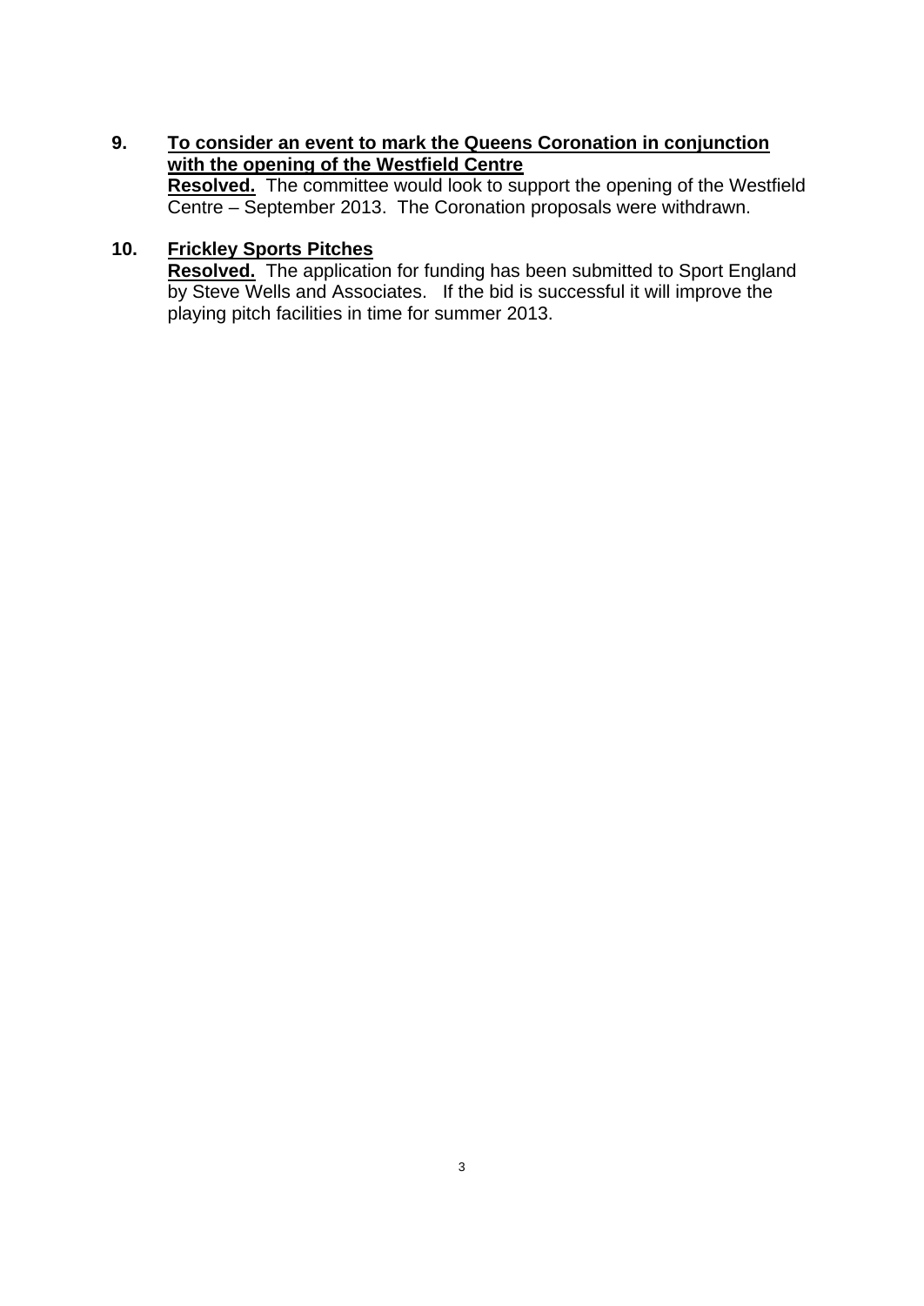**9.** **To consider an event to mark the Queens Coronation in conjunction with the opening of the Westfield Centre**

**Resolved.** The committee would look to support the opening of the Westfield Centre – September 2013. The Coronation proposals were withdrawn.

**10.** **Frickley Sports Pitches**

**Resolved.** The application for funding has been submitted to Sport England by Steve Wells and Associates. If the bid is successful it will improve the playing pitch facilities in time for summer 2013.